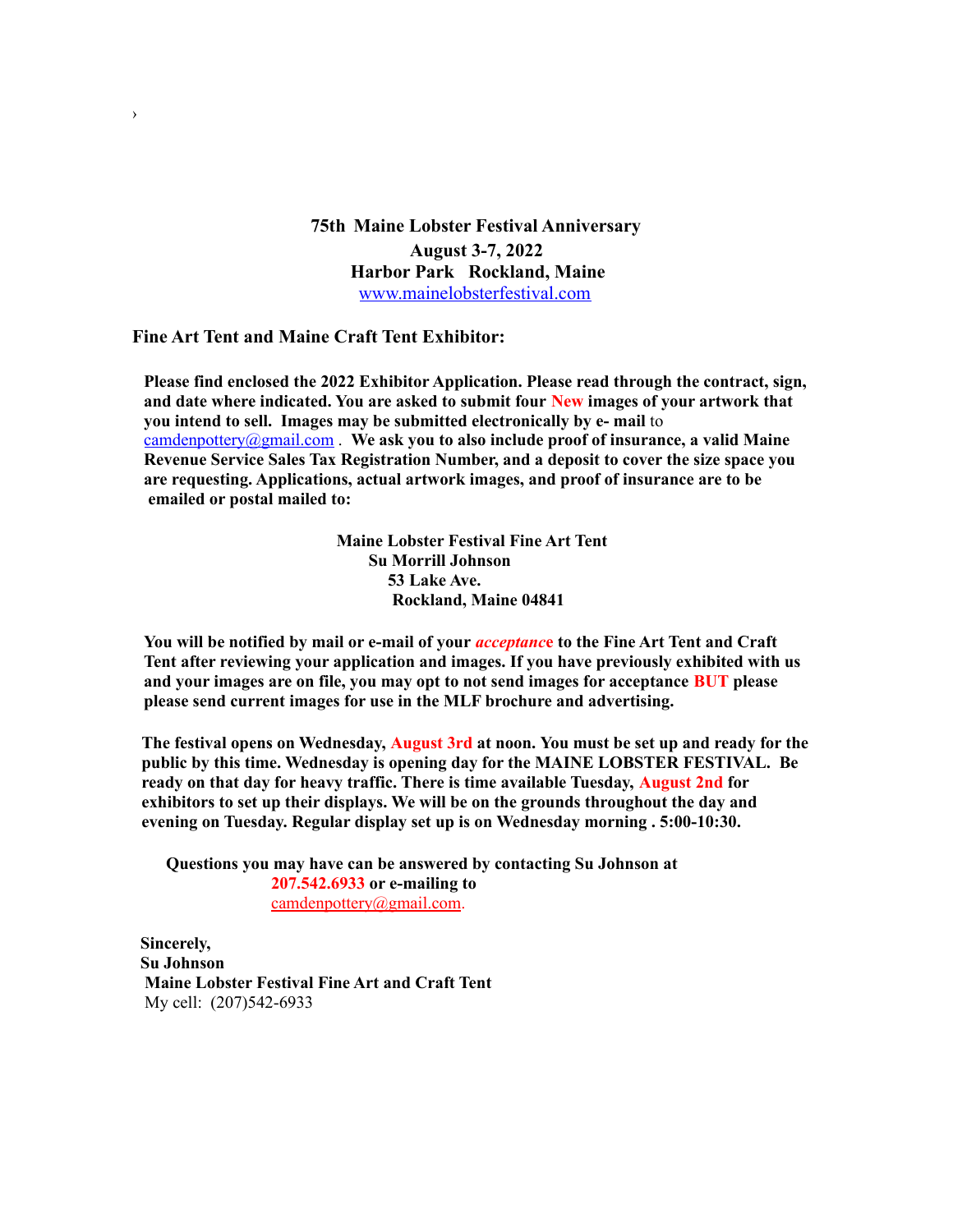›

**75th Maine Lobster Festival Anniversary**
**August 3-7, 2022**
**Harbor Park Rockland, Maine**
www.mainelobsterfestival.com

**Fine Art Tent and Maine Craft Tent Exhibitor:**

**Please find enclosed the 2022 Exhibitor Application. Please read through the contract, sign, and date where indicated. You are asked to submit four New images of your artwork that you intend to sell. Images may be submitted electronically by e- mail** to camdenpottery@gmail.com . **We ask you to also include proof of insurance, a valid Maine Revenue Service Sales Tax Registration Number, and a deposit to cover the size space you are requesting. Applications, actual artwork images, and proof of insurance are to be emailed or postal mailed to:**

**Maine Lobster Festival Fine Art Tent**
**Su Morrill Johnson**
**53 Lake Ave.**
**Rockland, Maine 04841**

**You will be notified by mail or e-mail of your *acceptance* to the Fine Art Tent and Craft Tent after reviewing your application and images. If you have previously exhibited with us and your images are on file, you may opt to not send images for acceptance BUT please please send current images for use in the MLF brochure and advertising.**

**The festival opens on Wednesday, August 3rd at noon. You must be set up and ready for the public by this time. Wednesday is opening day for the MAINE LOBSTER FESTIVAL. Be ready on that day for heavy traffic. There is time available Tuesday, August 2nd for exhibitors to set up their displays. We will be on the grounds throughout the day and evening on Tuesday. Regular display set up is on Wednesday morning . 5:00-10:30.**

**Questions you may have can be answered by contacting Su Johnson at 207.542.6933 or e-mailing to** camdenpottery@gmail.com.

**Sincerely,**
**Su Johnson**
**Maine Lobster Festival Fine Art and Craft Tent**
My cell: (207)542-6933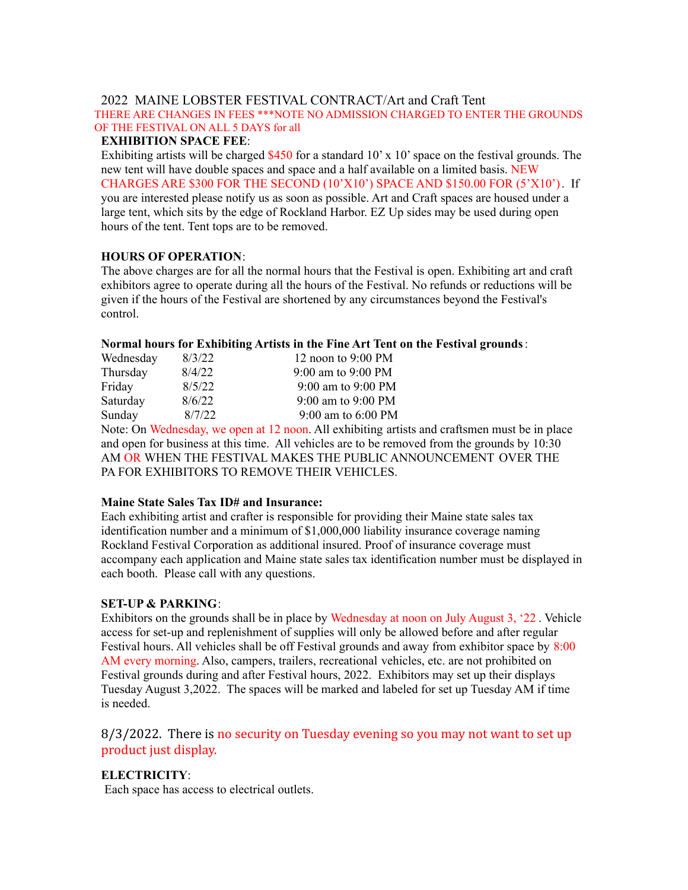# 2022 MAINE LOBSTER FESTIVAL CONTRACT/Art and Craft Tent

THERE ARE CHANGES IN FEES ***NOTE NO ADMISSION CHARGED TO ENTER THE GROUNDS OF THE FESTIVAL ON ALL 5 DAYS for all

**EXHIBITION SPACE FEE**:

Exhibiting artists will be charged $450 for a standard 10' x 10' space on the festival grounds. The new tent will have double spaces and space and a half available on a limited basis. NEW CHARGES ARE $300 FOR THE SECOND (10'X10') SPACE AND $150.00 FOR (5'X10'). If you are interested please notify us as soon as possible. Art and Craft spaces are housed under a large tent, which sits by the edge of Rockland Harbor. EZ Up sides may be used during open hours of the tent. Tent tops are to be removed.

**HOURS OF OPERATION**:

The above charges are for all the normal hours that the Festival is open. Exhibiting art and craft exhibitors agree to operate during all the hours of the Festival. No refunds or reductions will be given if the hours of the Festival are shortened by any circumstances beyond the Festival's control.

**Normal hours for Exhibiting Artists in the Fine Art Tent on the Festival grounds**:

| | | |
|---|---|---|
| Wednesday | 8/3/22 | 12 noon to 9:00 PM |
| Thursday | 8/4/22 | 9:00 am to 9:00 PM |
| Friday | 8/5/22 | 9:00 am to 9:00 PM |
| Saturday | 8/6/22 | 9:00 am to 9:00 PM |
| Sunday | 8/7/22 | 9:00 am to 6:00 PM |

Note: On Wednesday, we open at 12 noon. All exhibiting artists and craftsmen must be in place and open for business at this time. All vehicles are to be removed from the grounds by 10:30 AM OR WHEN THE FESTIVAL MAKES THE PUBLIC ANNOUNCEMENT OVER THE PA FOR EXHIBITORS TO REMOVE THEIR VEHICLES.

**Maine State Sales Tax ID# and Insurance:**

Each exhibiting artist and crafter is responsible for providing their Maine state sales tax identification number and a minimum of $1,000,000 liability insurance coverage naming Rockland Festival Corporation as additional insured. Proof of insurance coverage must accompany each application and Maine state sales tax identification number must be displayed in each booth. Please call with any questions.

**SET-UP & PARKING**:

Exhibitors on the grounds shall be in place by Wednesday at noon on July August 3, '22 . Vehicle access for set-up and replenishment of supplies will only be allowed before and after regular Festival hours. All vehicles shall be off Festival grounds and away from exhibitor space by 8:00 AM every morning. Also, campers, trailers, recreational vehicles, etc. are not prohibited on Festival grounds during and after Festival hours, 2022. Exhibitors may set up their displays Tuesday August 3,2022. The spaces will be marked and labeled for set up Tuesday AM if time is needed.

8/3/2022. There is no security on Tuesday evening so you may not want to set up product just display.

**ELECTRICITY**:

Each space has access to electrical outlets.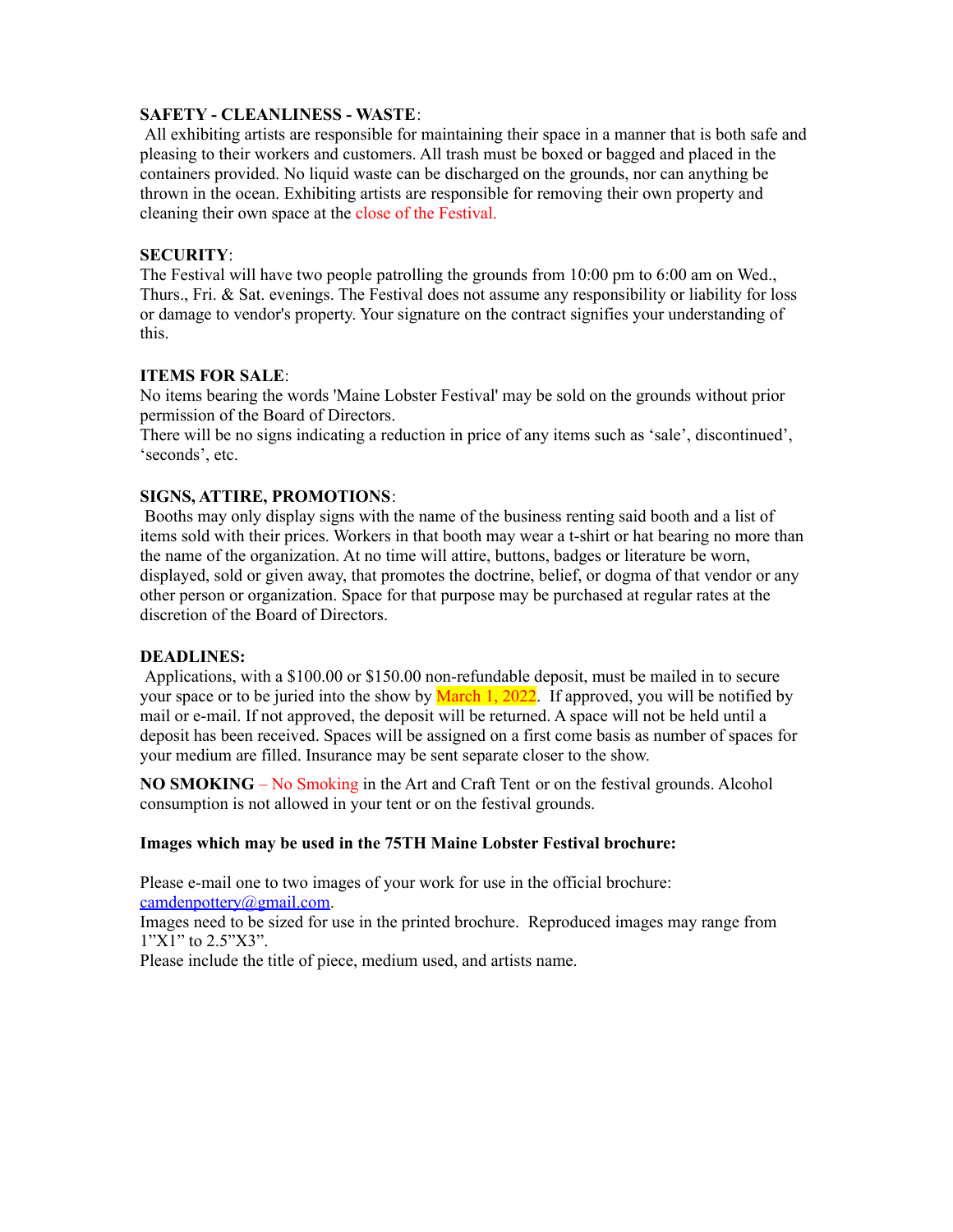**SAFETY - CLEANLINESS - WASTE**:

All exhibiting artists are responsible for maintaining their space in a manner that is both safe and pleasing to their workers and customers. All trash must be boxed or bagged and placed in the containers provided. No liquid waste can be discharged on the grounds, nor can anything be thrown in the ocean. Exhibiting artists are responsible for removing their own property and cleaning their own space at the close of the Festival.

**SECURITY**:

The Festival will have two people patrolling the grounds from 10:00 pm to 6:00 am on Wed., Thurs., Fri. & Sat. evenings. The Festival does not assume any responsibility or liability for loss or damage to vendor's property. Your signature on the contract signifies your understanding of this.

**ITEMS FOR SALE**:

No items bearing the words 'Maine Lobster Festival' may be sold on the grounds without prior permission of the Board of Directors.
There will be no signs indicating a reduction in price of any items such as 'sale', discontinued', 'seconds', etc.

**SIGNS, ATTIRE, PROMOTIONS**:

Booths may only display signs with the name of the business renting said booth and a list of items sold with their prices. Workers in that booth may wear a t-shirt or hat bearing no more than the name of the organization. At no time will attire, buttons, badges or literature be worn, displayed, sold or given away, that promotes the doctrine, belief, or dogma of that vendor or any other person or organization. Space for that purpose may be purchased at regular rates at the discretion of the Board of Directors.

**DEADLINES:**

Applications, with a $100.00 or $150.00 non-refundable deposit, must be mailed in to secure your space or to be juried into the show by March 1, 2022. If approved, you will be notified by mail or e-mail. If not approved, the deposit will be returned. A space will not be held until a deposit has been received. Spaces will be assigned on a first come basis as number of spaces for your medium are filled. Insurance may be sent separate closer to the show.

**NO SMOKING** – No Smoking in the Art and Craft Tent or on the festival grounds. Alcohol consumption is not allowed in your tent or on the festival grounds.

**Images which may be used in the 75TH Maine Lobster Festival brochure:**

Please e-mail one to two images of your work for use in the official brochure: camdenpottery@gmail.com.
Images need to be sized for use in the printed brochure. Reproduced images may range from 1"X1" to 2.5"X3".
Please include the title of piece, medium used, and artists name.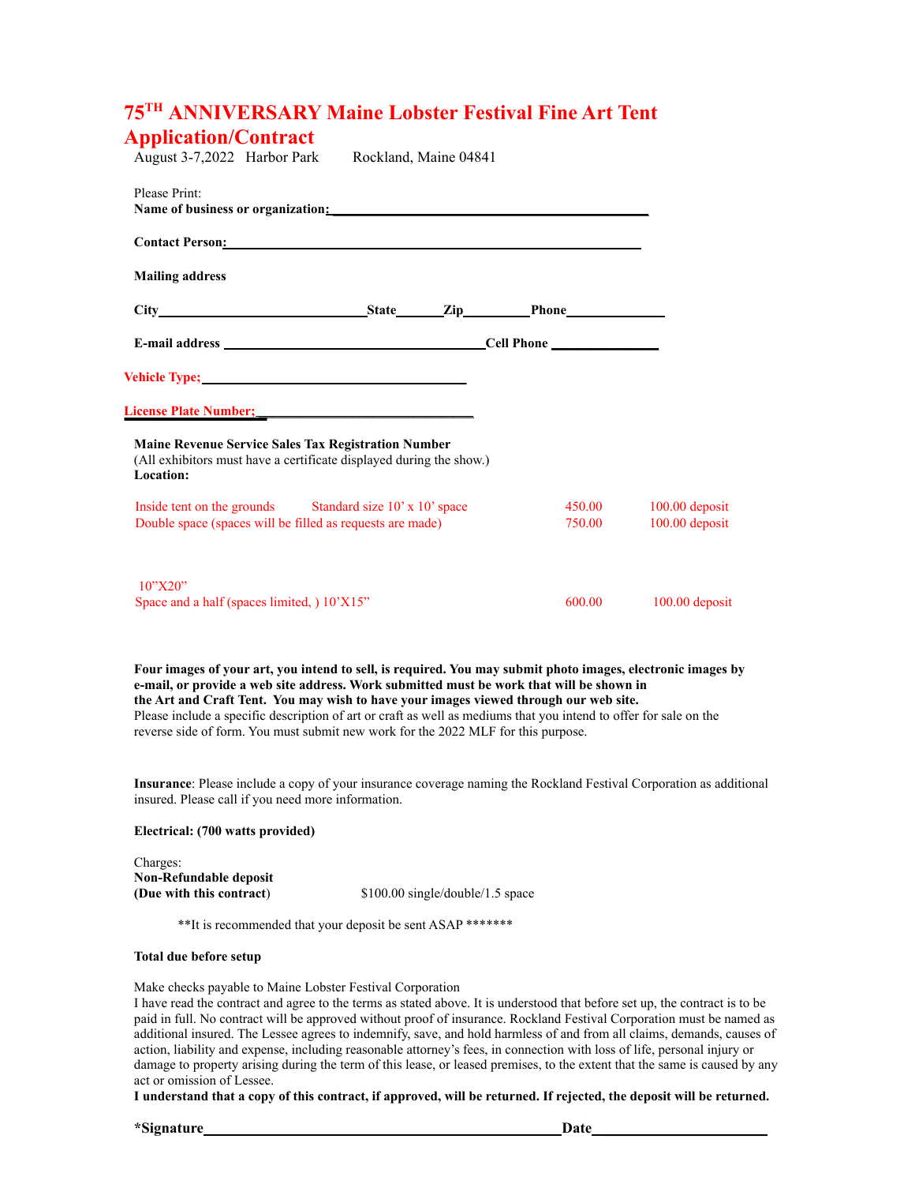# 75TH ANNIVERSARY Maine Lobster Festival Fine Art Tent Application/Contract

August 3-7,2022   Harbor Park   Rockland, Maine 04841

Please Print:

**Name of business or organization:** ______________________________________________

**Contact Person:** ______________________________________________

**Mailing address**

**City** ____________________ **State** ______ **Zip** ________ **Phone** ____________

**E-mail address** ______________________________ **Cell Phone** ______________

**Vehicle Type;** ______________________________

**License Plate Number;** ______________________________

**Maine Revenue Service Sales Tax Registration Number**
(All exhibitors must have a certificate displayed during the show.)
**Location:**

| | | | |
|---|---|---|---|
| Inside tent on the grounds | Standard size 10' x 10' space | 450.00 | 100.00 deposit |
| Double space (spaces will be filled as requests are made) 10"X20" | | 750.00 | 100.00 deposit |
| Space and a half (spaces limited, ) 10'X15" | | 600.00 | 100.00 deposit |

**Four images of your art, you intend to sell, is required. You may submit photo images, electronic images by e-mail, or provide a web site address. Work submitted must be work that will be shown in the Art and Craft Tent. You may wish to have your images viewed through our web site.**
Please include a specific description of art or craft as well as mediums that you intend to offer for sale on the reverse side of form. You must submit new work for the 2022 MLF for this purpose.

**Insurance**: Please include a copy of your insurance coverage naming the Rockland Festival Corporation as additional insured. Please call if you need more information.

**Electrical: (700 watts provided)**

Charges:
**Non-Refundable deposit**
**(Due with this contract)** $100.00 single/double/1.5 space

**It is recommended that your deposit be sent ASAP *******

**Total due before setup**

Make checks payable to Maine Lobster Festival Corporation
I have read the contract and agree to the terms as stated above. It is understood that before set up, the contract is to be paid in full. No contract will be approved without proof of insurance. Rockland Festival Corporation must be named as additional insured. The Lessee agrees to indemnify, save, and hold harmless of and from all claims, demands, causes of action, liability and expense, including reasonable attorney's fees, in connection with loss of life, personal injury or damage to property arising during the term of this lease, or leased premises, to the extent that the same is caused by any act or omission of Lessee.
**I understand that a copy of this contract, if approved, will be returned. If rejected, the deposit will be returned.**

***Signature** ______________________________________ **Date** ____________________